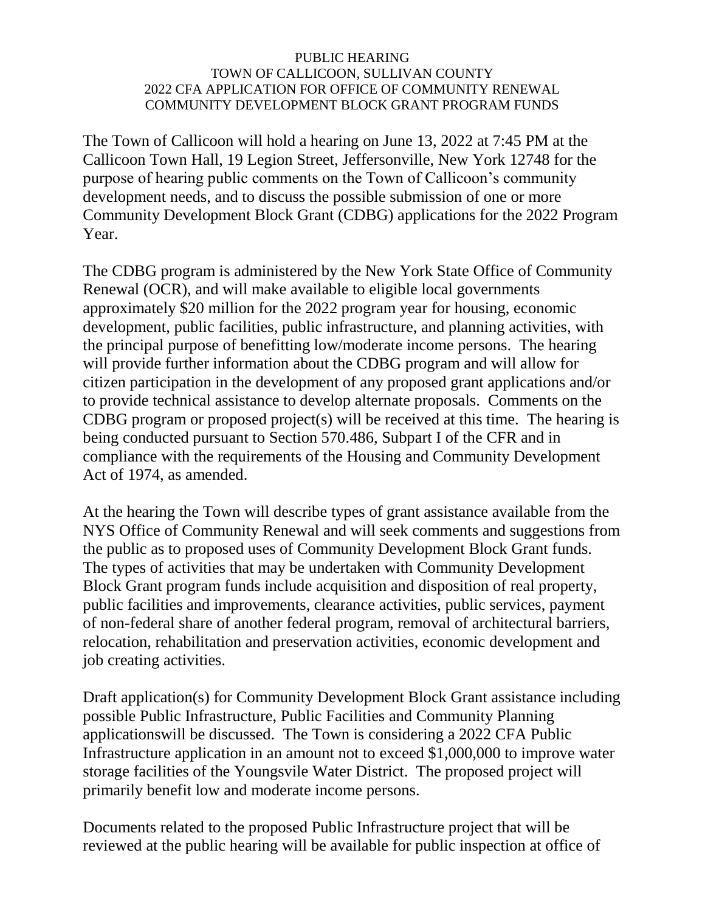# PUBLIC HEARING
## TOWN OF CALLICOON, SULLIVAN COUNTY
## 2022 CFA APPLICATION FOR OFFICE OF COMMUNITY RENEWAL COMMUNITY DEVELOPMENT BLOCK GRANT PROGRAM FUNDS

The Town of Callicoon will hold a hearing on June 13, 2022 at 7:45 PM at the Callicoon Town Hall, 19 Legion Street, Jeffersonville, New York 12748 for the purpose of hearing public comments on the Town of Callicoon's community development needs, and to discuss the possible submission of one or more Community Development Block Grant (CDBG) applications for the 2022 Program Year.

The CDBG program is administered by the New York State Office of Community Renewal (OCR), and will make available to eligible local governments approximately $20 million for the 2022 program year for housing, economic development, public facilities, public infrastructure, and planning activities, with the principal purpose of benefitting low/moderate income persons. The hearing will provide further information about the CDBG program and will allow for citizen participation in the development of any proposed grant applications and/or to provide technical assistance to develop alternate proposals. Comments on the CDBG program or proposed project(s) will be received at this time. The hearing is being conducted pursuant to Section 570.486, Subpart I of the CFR and in compliance with the requirements of the Housing and Community Development Act of 1974, as amended.

At the hearing the Town will describe types of grant assistance available from the NYS Office of Community Renewal and will seek comments and suggestions from the public as to proposed uses of Community Development Block Grant funds. The types of activities that may be undertaken with Community Development Block Grant program funds include acquisition and disposition of real property, public facilities and improvements, clearance activities, public services, payment of non-federal share of another federal program, removal of architectural barriers, relocation, rehabilitation and preservation activities, economic development and job creating activities.

Draft application(s) for Community Development Block Grant assistance including possible Public Infrastructure, Public Facilities and Community Planning applicationswill be discussed. The Town is considering a 2022 CFA Public Infrastructure application in an amount not to exceed $1,000,000 to improve water storage facilities of the Youngsvile Water District. The proposed project will primarily benefit low and moderate income persons.

Documents related to the proposed Public Infrastructure project that will be reviewed at the public hearing will be available for public inspection at office of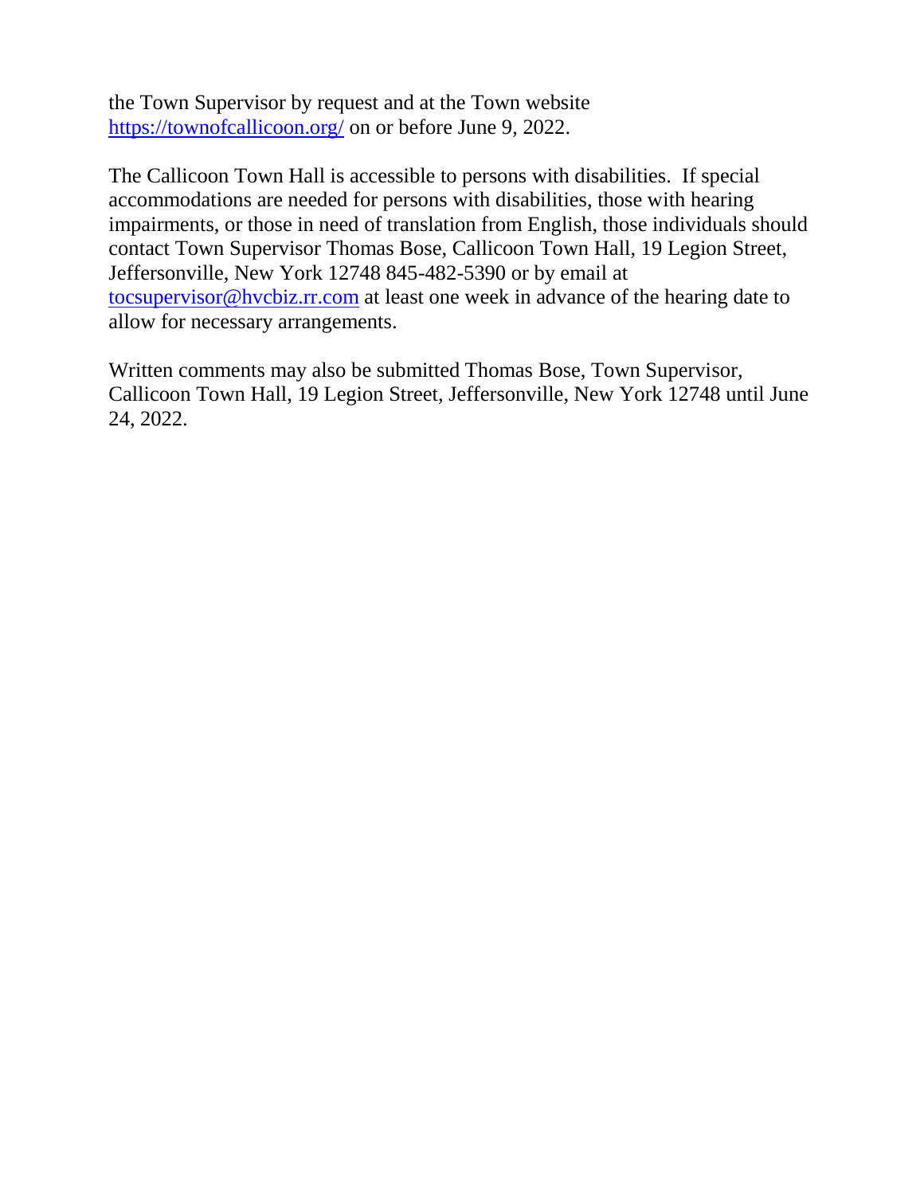the Town Supervisor by request and at the Town website https://townofcallicoon.org/ on or before June 9, 2022.

The Callicoon Town Hall is accessible to persons with disabilities. If special accommodations are needed for persons with disabilities, those with hearing impairments, or those in need of translation from English, those individuals should contact Town Supervisor Thomas Bose, Callicoon Town Hall, 19 Legion Street, Jeffersonville, New York 12748 845-482-5390 or by email at tocsupervisor@hvcbiz.rr.com at least one week in advance of the hearing date to allow for necessary arrangements.

Written comments may also be submitted Thomas Bose, Town Supervisor, Callicoon Town Hall, 19 Legion Street, Jeffersonville, New York 12748 until June 24, 2022.